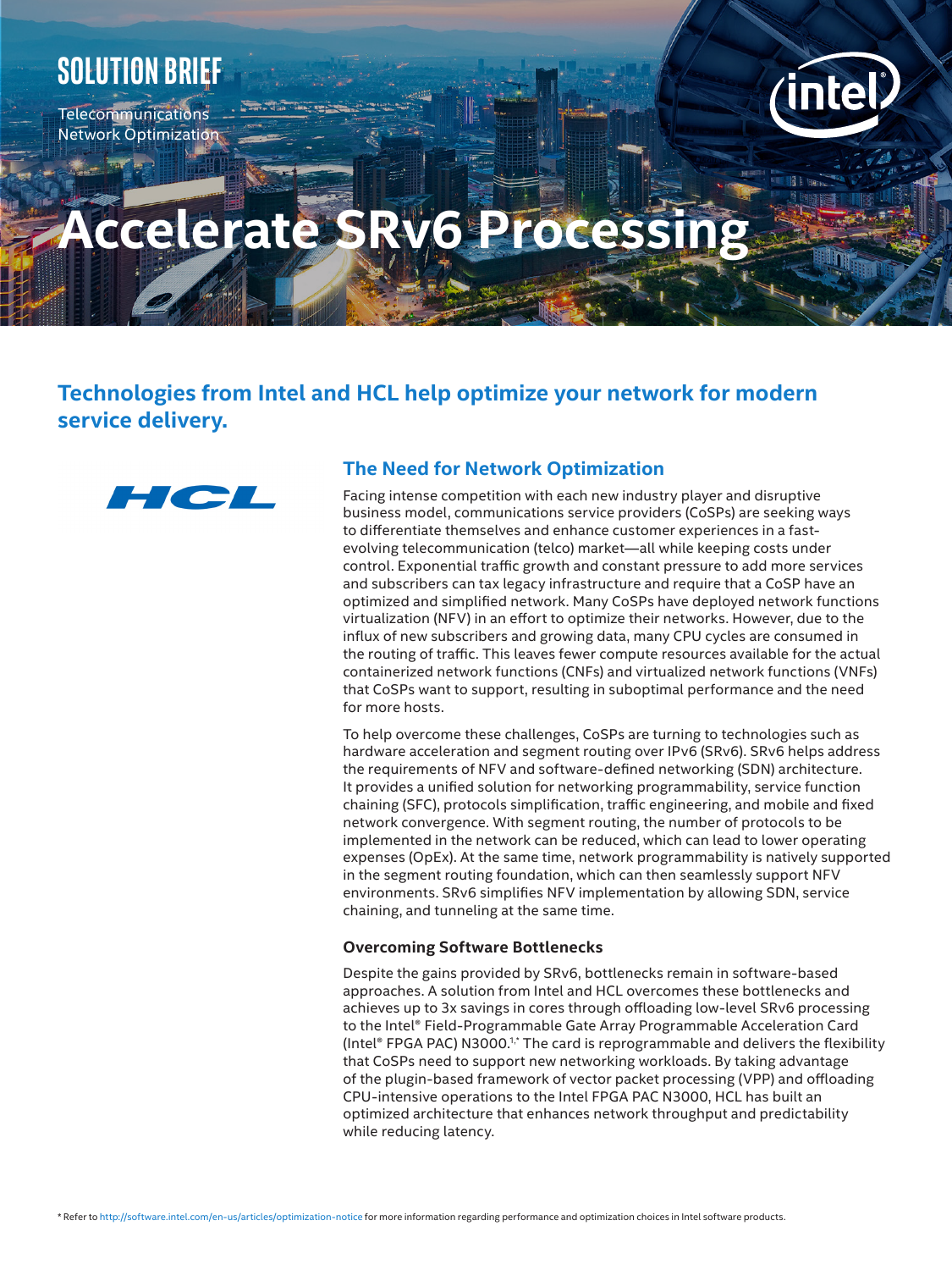SOLUTION BRIEF

Telecommunications
Network Optimization

# Accelerate SRv6 Processing

## Technologies from Intel and HCL help optimize your network for modern service delivery.

### The Need for Network Optimization

Facing intense competition with each new industry player and disruptive business model, communications service providers (CoSPs) are seeking ways to differentiate themselves and enhance customer experiences in a fast-evolving telecommunication (telco) market—all while keeping costs under control. Exponential traffic growth and constant pressure to add more services and subscribers can tax legacy infrastructure and require that a CoSP have an optimized and simplified network. Many CoSPs have deployed network functions virtualization (NFV) in an effort to optimize their networks. However, due to the influx of new subscribers and growing data, many CPU cycles are consumed in the routing of traffic. This leaves fewer compute resources available for the actual containerized network functions (CNFs) and virtualized network functions (VNFs) that CoSPs want to support, resulting in suboptimal performance and the need for more hosts.

To help overcome these challenges, CoSPs are turning to technologies such as hardware acceleration and segment routing over IPv6 (SRv6). SRv6 helps address the requirements of NFV and software-defined networking (SDN) architecture. It provides a unified solution for networking programmability, service function chaining (SFC), protocols simplification, traffic engineering, and mobile and fixed network convergence. With segment routing, the number of protocols to be implemented in the network can be reduced, which can lead to lower operating expenses (OpEx). At the same time, network programmability is natively supported in the segment routing foundation, which can then seamlessly support NFV environments. SRv6 simplifies NFV implementation by allowing SDN, service chaining, and tunneling at the same time.

#### Overcoming Software Bottlenecks

Despite the gains provided by SRv6, bottlenecks remain in software-based approaches. A solution from Intel and HCL overcomes these bottlenecks and achieves up to 3x savings in cores through offloading low-level SRv6 processing to the Intel® Field-Programmable Gate Array Programmable Acceleration Card (Intel® FPGA PAC) N3000.[1,*] The card is reprogrammable and delivers the flexibility that CoSPs need to support new networking workloads. By taking advantage of the plugin-based framework of vector packet processing (VPP) and offloading CPU-intensive operations to the Intel FPGA PAC N3000, HCL has built an optimized architecture that enhances network throughput and predictability while reducing latency.

* Refer to http://software.intel.com/en-us/articles/optimization-notice for more information regarding performance and optimization choices in Intel software products.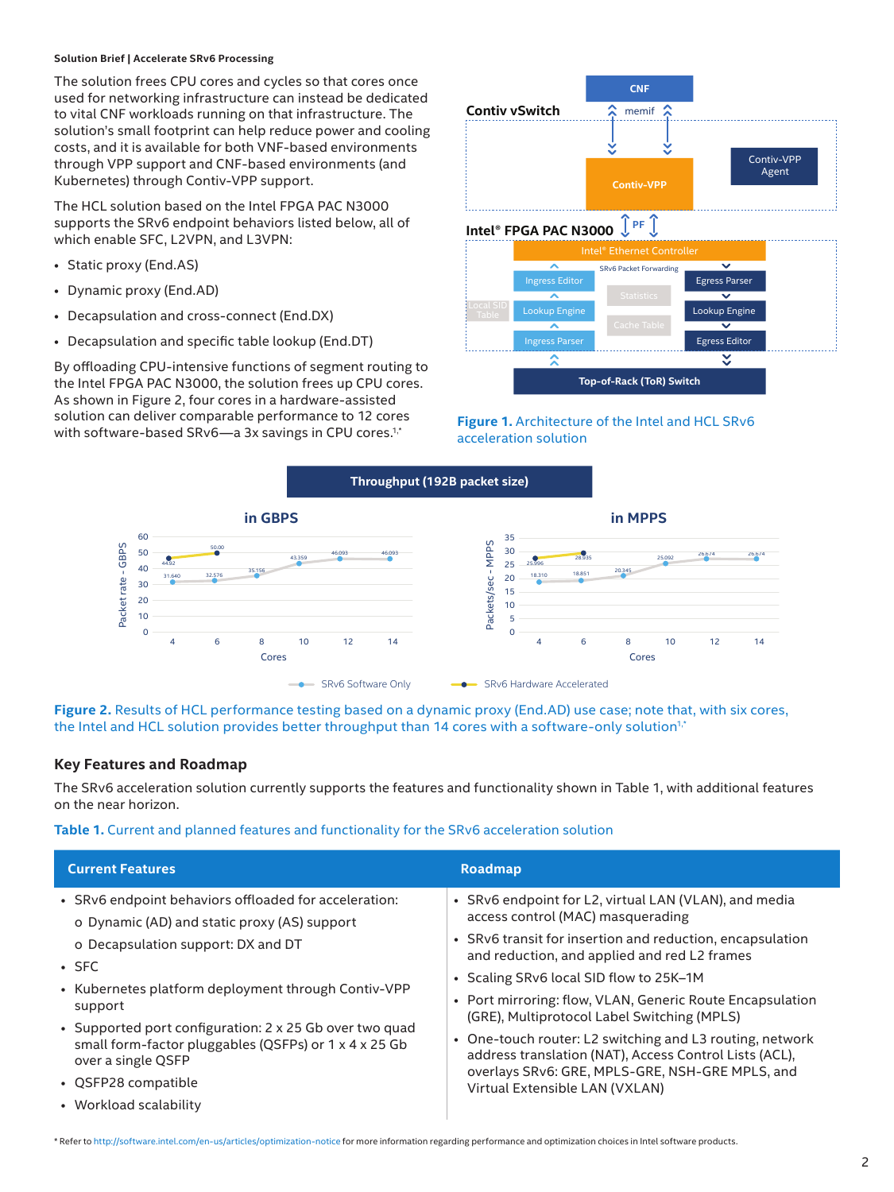The solution frees CPU cores and cycles so that cores once used for networking infrastructure can instead be dedicated to vital CNF workloads running on that infrastructure. The solution's small footprint can help reduce power and cooling costs, and it is available for both VNF-based environments through VPP support and CNF-based environments (and Kubernetes) through Contiv-VPP support.

The HCL solution based on the Intel FPGA PAC N3000 supports the SRv6 endpoint behaviors listed below, all of which enable SFC, L2VPN, and L3VPN:

- Static proxy (End.AS)
- Dynamic proxy (End.AD)
- Decapsulation and cross-connect (End.DX)
- Decapsulation and specific table lookup (End.DT)

By offloading CPU-intensive functions of segment routing to the Intel FPGA PAC N3000, the solution frees up CPU cores. As shown in Figure 2, four cores in a hardware-assisted solution can deliver comparable performance to 12 cores with software-based SRv6—a 3x savings in CPU cores.[1,*]

**Figure 1.** Architecture of the Intel and HCL SRv6 acceleration solution

**Throughput (192B packet size)**

**Figure 2.** Results of HCL performance testing based on a dynamic proxy (End.AD) use case; note that, with six cores, the Intel and HCL solution provides better throughput than 14 cores with a software-only solution[1,*]

## Key Features and Roadmap

The SRv6 acceleration solution currently supports the features and functionality shown in Table 1, with additional features on the near horizon.

**Table 1.** Current and planned features and functionality for the SRv6 acceleration solution

| Current Features | Roadmap |
|---|---|
| • SRv6 endpoint behaviors offloaded for acceleration:<br>o Dynamic (AD) and static proxy (AS) support<br>o Decapsulation support: DX and DT<br>• SFC<br>• Kubernetes platform deployment through Contiv-VPP support<br>• Supported port configuration: 2 x 25 Gb over two quad small form-factor pluggables (QSFPs) or 1 x 4 x 25 Gb over a single QSFP<br>• QSFP28 compatible<br>• Workload scalability | • SRv6 endpoint for L2, virtual LAN (VLAN), and media access control (MAC) masquerading<br>• SRv6 transit for insertion and reduction, encapsulation and reduction, and applied and red L2 frames<br>• Scaling SRv6 local SID flow to 25K–1M<br>• Port mirroring: flow, VLAN, Generic Route Encapsulation (GRE), Multiprotocol Label Switching (MPLS)<br>• One-touch router: L2 switching and L3 routing, network address translation (NAT), Access Control Lists (ACL), overlays SRv6: GRE, MPLS-GRE, NSH-GRE MPLS, and Virtual Extensible LAN (VXLAN) |

* Refer to http://software.intel.com/en-us/articles/optimization-notice for more information regarding performance and optimization choices in Intel software products.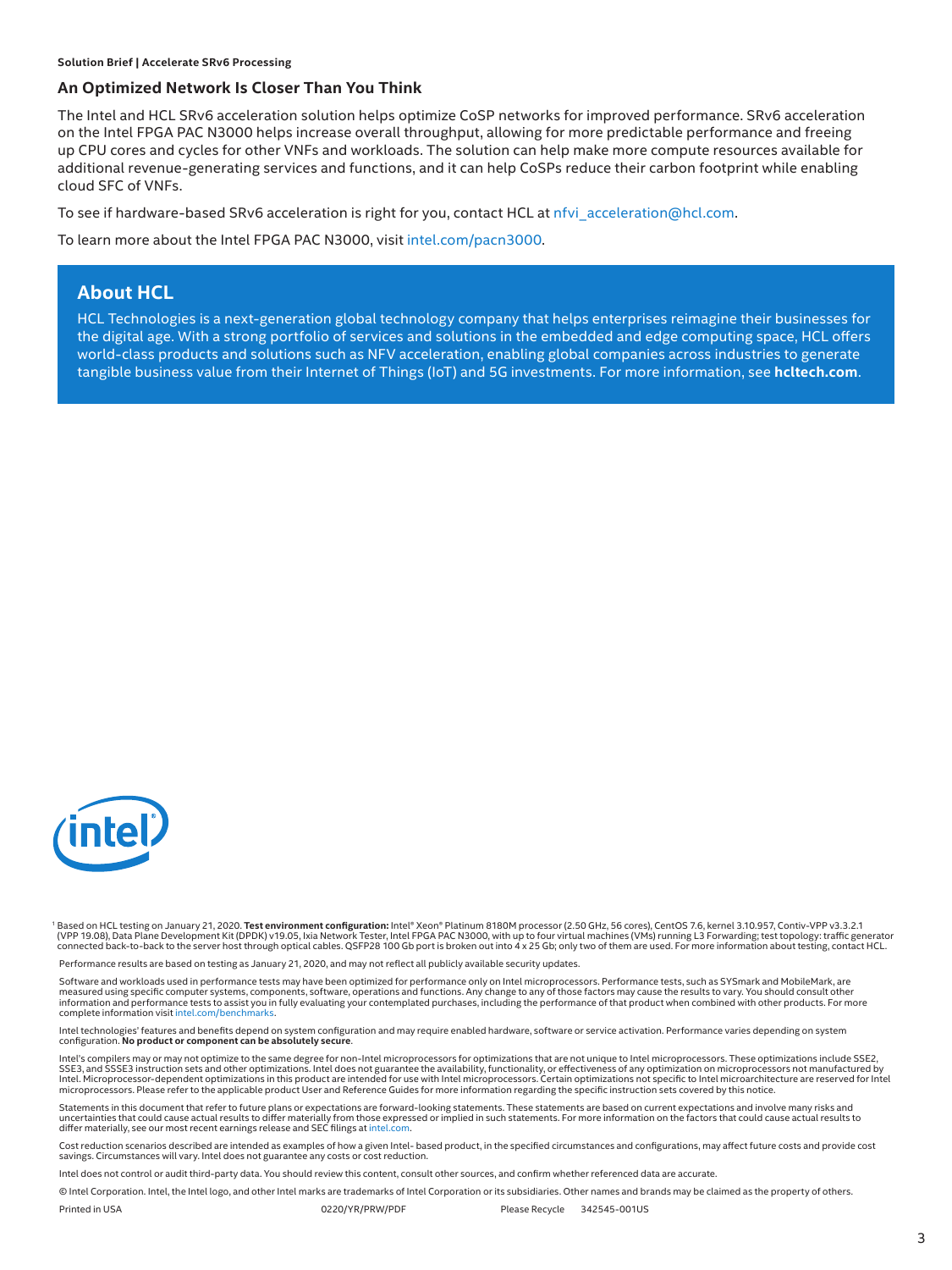## An Optimized Network Is Closer Than You Think

The Intel and HCL SRv6 acceleration solution helps optimize CoSP networks for improved performance. SRv6 acceleration on the Intel FPGA PAC N3000 helps increase overall throughput, allowing for more predictable performance and freeing up CPU cores and cycles for other VNFs and workloads. The solution can help make more compute resources available for additional revenue-generating services and functions, and it can help CoSPs reduce their carbon footprint while enabling cloud SFC of VNFs.

To see if hardware-based SRv6 acceleration is right for you, contact HCL at nfvi_acceleration@hcl.com.

To learn more about the Intel FPGA PAC N3000, visit intel.com/pacn3000.

## About HCL

HCL Technologies is a next-generation global technology company that helps enterprises reimagine their businesses for the digital age. With a strong portfolio of services and solutions in the embedded and edge computing space, HCL offers world-class products and solutions such as NFV acceleration, enabling global companies across industries to generate tangible business value from their Internet of Things (IoT) and 5G investments. For more information, see **hcltech.com**.

[1] Based on HCL testing on January 21, 2020. **Test environment configuration:** Intel® Xeon® Platinum 8180M processor (2.50 GHz, 56 cores), CentOS 7.6, kernel 3.10.957, Contiv-VPP v3.3.2.1 (VPP 19.08), Data Plane Development Kit (DPDK) v19.05, Ixia Network Tester, Intel FPGA PAC N3000, with up to four virtual machines (VMs) running L3 Forwarding; test topology: traffic generator connected back-to-back to the server host through optical cables. QSFP28 100 Gb port is broken out into 4 x 25 Gb; only two of them are used. For more information about testing, contact HCL.

Performance results are based on testing as January 21, 2020, and may not reflect all publicly available security updates.

Software and workloads used in performance tests may have been optimized for performance only on Intel microprocessors. Performance tests, such as SYSmark and MobileMark, are measured using specific computer systems, components, software, operations and functions. Any change to any of those factors may cause the results to vary. You should consult other information and performance tests to assist you in fully evaluating your contemplated purchases, including the performance of that product when combined with other products. For more complete information visit intel.com/benchmarks.

Intel technologies' features and benefits depend on system configuration and may require enabled hardware, software or service activation. Performance varies depending on system configuration. **No product or component can be absolutely secure**.

Intel's compilers may or may not optimize to the same degree for non-Intel microprocessors for optimizations that are not unique to Intel microprocessors. These optimizations include SSE2, SSE3, and SSSE3 instruction sets and other optimizations. Intel does not guarantee the availability, functionality, or effectiveness of any optimization on microprocessors not manufactured by Intel. Microprocessor-dependent optimizations in this product are intended for use with Intel microprocessors. Certain optimizations not specific to Intel microarchitecture are reserved for Intel microprocessors. Please refer to the applicable product User and Reference Guides for more information regarding the specific instruction sets covered by this notice.

Statements in this document that refer to future plans or expectations are forward-looking statements. These statements are based on current expectations and involve many risks and uncertainties that could cause actual results to differ materially from those expressed or implied in such statements. For more information on the factors that could cause actual results to differ materially, see our most recent earnings release and SEC filings at intel.com.

Cost reduction scenarios described are intended as examples of how a given Intel- based product, in the specified circumstances and configurations, may affect future costs and provide cost savings. Circumstances will vary. Intel does not guarantee any costs or cost reduction.

Intel does not control or audit third-party data. You should review this content, consult other sources, and confirm whether referenced data are accurate.

© Intel Corporation. Intel, the Intel logo, and other Intel marks are trademarks of Intel Corporation or its subsidiaries. Other names and brands may be claimed as the property of others.

Printed in USA 0220/YR/PRW/PDF Please Recycle 342545-001US